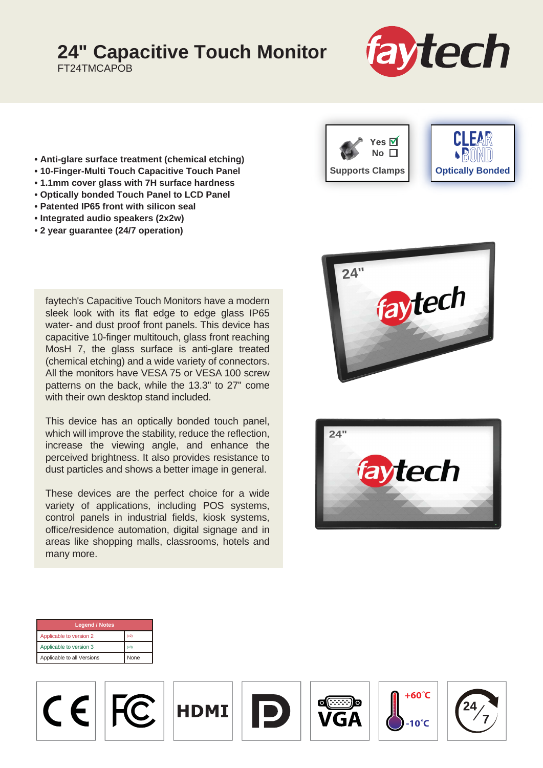# 24" Capacitive Touch Monitor

FT24TMCAPOB

- **Anti-glare surface treatment (chemical etching)**
- **10-Finger-Multi Touch Capacitive Touch Panel**
- **1.1mm cover glass with 7H surface hardness**
- **Optically bonded Touch Panel to LCD Panel**
- **Patented IP65 front with silicon seal**
- **Integrated audio speakers (2x2w)**
- **2 year guarantee (24/7 operation)**

Supports Clamps: Yes ☑ No ☐

Optically Bonded

faytech's Capacitive Touch Monitors have a modern sleek look with its flat edge to edge glass IP65 water- and dust proof front panels. This device has capacitive 10-finger multitouch, glass front reaching MosH 7, the glass surface is anti-glare treated (chemical etching) and a wide variety of connectors. All the monitors have VESA 75 or VESA 100 screw patterns on the back, while the 13.3" to 27" come with their own desktop stand included.

This device has an optically bonded touch panel, which will improve the stability, reduce the reflection, increase the viewing angle, and enhance the perceived brightness. It also provides resistance to dust particles and shows a better image in general.

These devices are the perfect choice for a wide variety of applications, including POS systems, control panels in industrial fields, kiosk systems, office/residence automation, digital signage and in areas like shopping malls, classrooms, hotels and many more.

| Legend / Notes | |
|---|---|
| Applicable to version 2 | (v2) |
| Applicable to version 3 | (v3) |
| Applicable to all Versions | None |

CE | FC | HDMI | DisplayPort | VGA | +60°C / -10°C | 24/7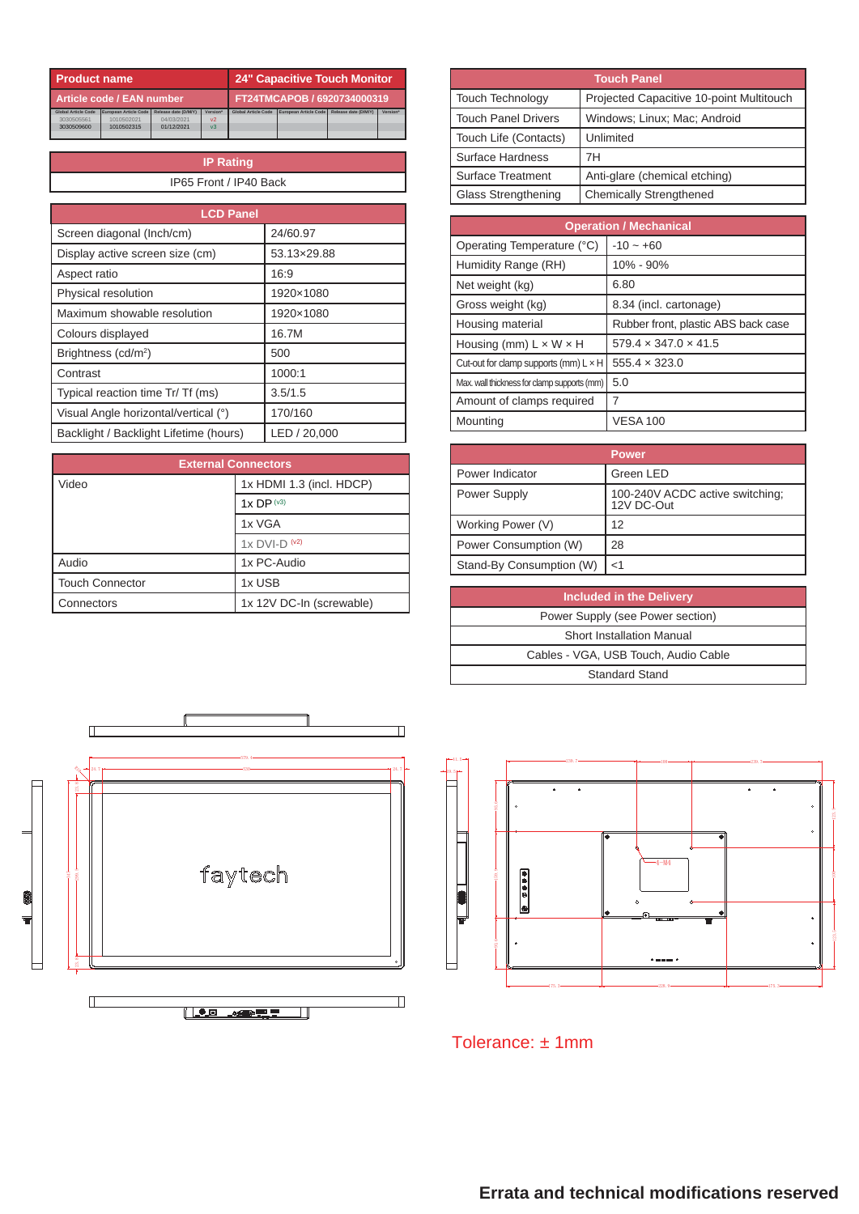| Product name | 24" Capacitive Touch Monitor |
|---|---|
| Article code / EAN number | FT24TMCAPOB / 6920734000319 |

| Global Article Code | European Article Code | Release date (D/M/Y) | Version* | Global Article Code | European Article Code | Release date (D/M/Y) | Version* |
|---|---|---|---|---|---|---|---|
| 3030505561 | 1010502021 | 04/03/2021 | v2 | | | | |
| 3030509600 | 1010502315 | 01/12/2021 | v3 | | | | |

| IP Rating |
|---|
| IP65 Front / IP40 Back |

| LCD Panel | |
|---|---|
| Screen diagonal (Inch/cm) | 24/60.97 |
| Display active screen size (cm) | 53.13×29.88 |
| Aspect ratio | 16:9 |
| Physical resolution | 1920×1080 |
| Maximum showable resolution | 1920×1080 |
| Colours displayed | 16.7M |
| Brightness (cd/m²) | 500 |
| Contrast | 1000:1 |
| Typical reaction time Tr/ Tf (ms) | 3.5/1.5 |
| Visual Angle horizontal/vertical (°) | 170/160 |
| Backlight / Backlight Lifetime (hours) | LED / 20,000 |

| External Connectors | |
|---|---|
| Video | 1x HDMI 1.3 (incl. HDCP) |
| | 1x DP (v3) |
| | 1x VGA |
| | 1x DVI-D (v2) |
| Audio | 1x PC-Audio |
| Touch Connector | 1x USB |
| Connectors | 1x 12V DC-In (screwable) |

| Touch Panel | |
|---|---|
| Touch Technology | Projected Capacitive 10-point Multitouch |
| Touch Panel Drivers | Windows; Linux; Mac; Android |
| Touch Life (Contacts) | Unlimited |
| Surface Hardness | 7H |
| Surface Treatment | Anti-glare (chemical etching) |
| Glass Strengthening | Chemically Strengthened |

| Operation / Mechanical | |
|---|---|
| Operating Temperature (°C) | -10 ~ +60 |
| Humidity Range (RH) | 10% - 90% |
| Net weight (kg) | 6.80 |
| Gross weight (kg) | 8.34 (incl. cartonage) |
| Housing material | Rubber front, plastic ABS back case |
| Housing (mm) L × W × H | 579.4 × 347.0 × 41.5 |
| Cut-out for clamp supports (mm) L × H | 555.4 × 323.0 |
| Max. wall thickness for clamp supports (mm) | 5.0 |
| Amount of clamps required | 7 |
| Mounting | VESA 100 |

| Power | |
|---|---|
| Power Indicator | Green LED |
| Power Supply | 100-240V ACDC active switching; 12V DC-Out |
| Working Power (V) | 12 |
| Power Consumption (W) | 28 |
| Stand-By Consumption (W) | <1 |

| Included in the Delivery |
|---|
| Power Supply (see Power section) |
| Short Installation Manual |
| Cables - VGA, USB Touch, Audio Cable |
| Standard Stand |

Tolerance: ± 1mm

**Errata and technical modifications reserved**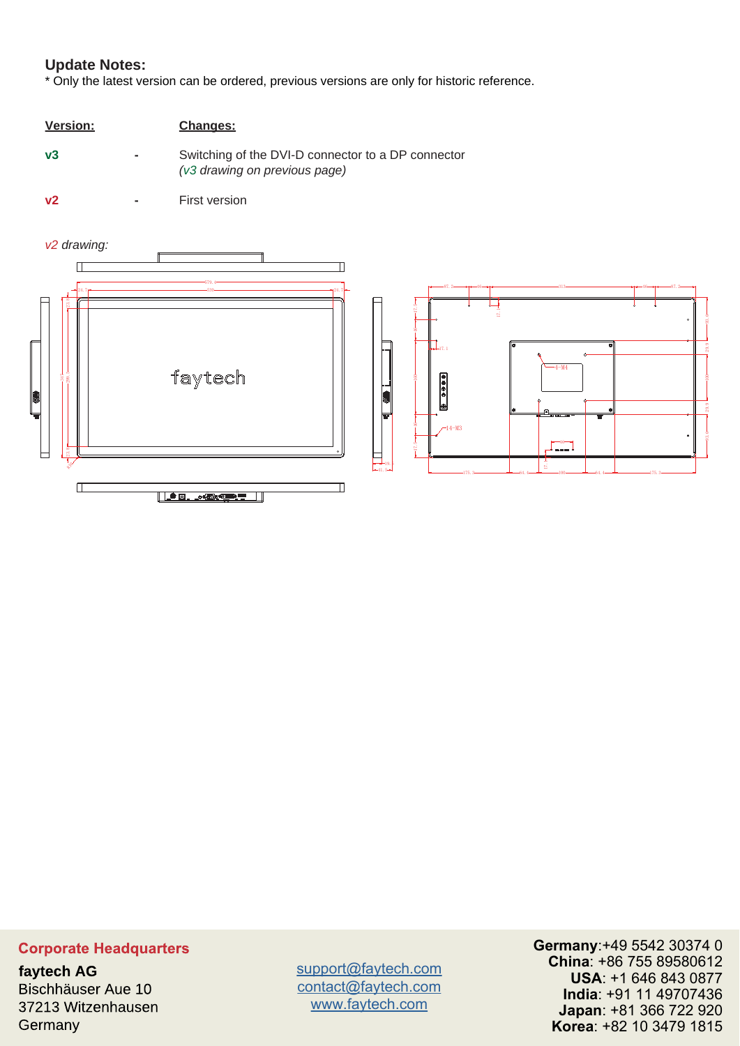**Update Notes:**

* Only the latest version can be ordered, previous versions are only for historic reference.

| Version: | | Changes: |
|---|---|---|
| v3 | - | Switching of the DVI-D connector to a DP connector<br>*(v3 drawing on previous page)* |
| v2 | - | First version |

*v2 drawing:*

faytech

4-M4

14-M3

**Corporate Headquarters**

**faytech AG**
Bischhäuser Aue 10
37213 Witzenhausen
Germany

support@faytech.com
contact@faytech.com
www.faytech.com

**Germany**:+49 5542 30374 0
**China**: +86 755 89580612
**USA**: +1 646 843 0877
**India**: +91 11 49707436
**Japan**: +81 366 722 920
**Korea**: +82 10 3479 1815